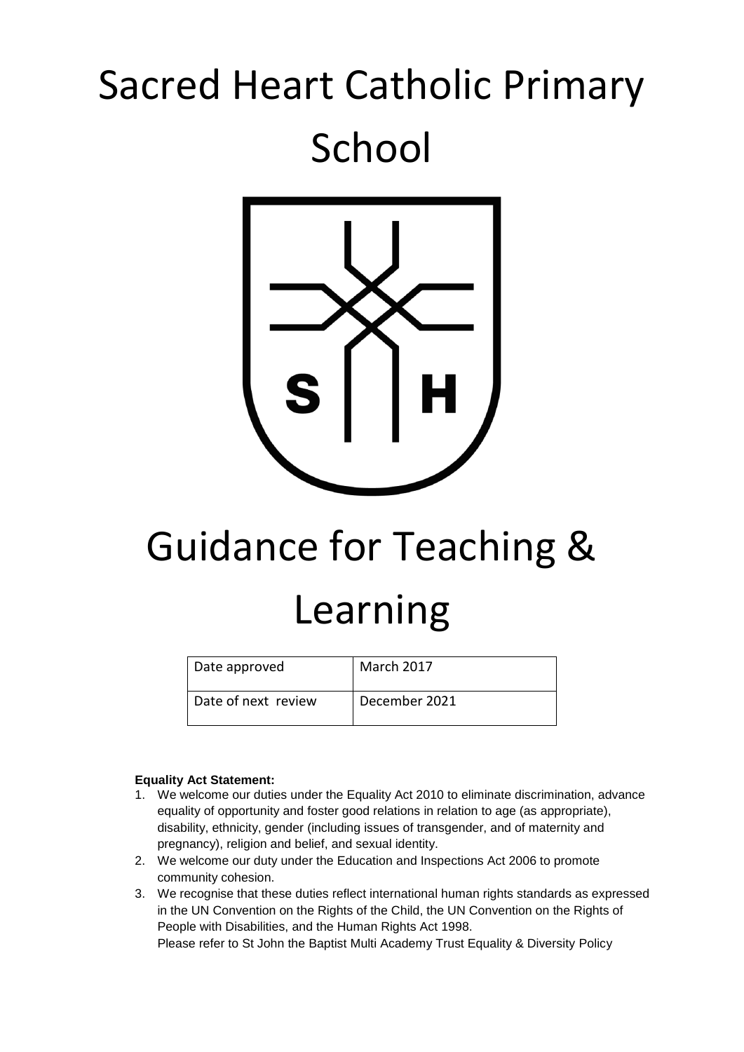# Sacred Heart Catholic Primary School

# Guidance for Teaching & Learning

| Date approved | March 2017 |
|---|---|
| Date of next review | December 2021 |

**Equality Act Statement:**

1. We welcome our duties under the Equality Act 2010 to eliminate discrimination, advance equality of opportunity and foster good relations in relation to age (as appropriate), disability, ethnicity, gender (including issues of transgender, and of maternity and pregnancy), religion and belief, and sexual identity.
2. We welcome our duty under the Education and Inspections Act 2006 to promote community cohesion.
3. We recognise that these duties reflect international human rights standards as expressed in the UN Convention on the Rights of the Child, the UN Convention on the Rights of People with Disabilities, and the Human Rights Act 1998.
   Please refer to St John the Baptist Multi Academy Trust Equality & Diversity Policy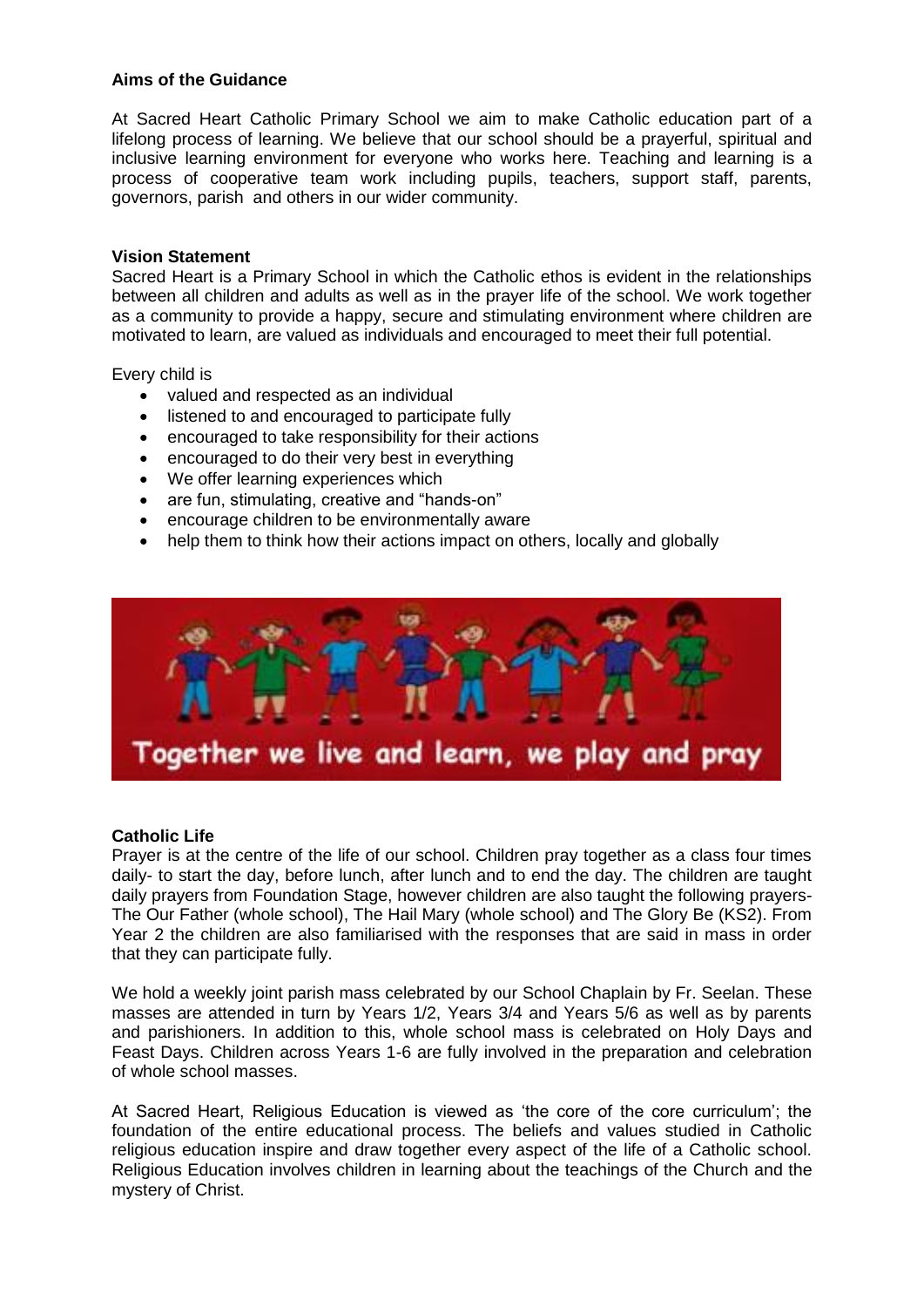**Aims of the Guidance**

At Sacred Heart Catholic Primary School we aim to make Catholic education part of a lifelong process of learning. We believe that our school should be a prayerful, spiritual and inclusive learning environment for everyone who works here. Teaching and learning is a process of cooperative team work including pupils, teachers, support staff, parents, governors, parish and others in our wider community.

**Vision Statement**

Sacred Heart is a Primary School in which the Catholic ethos is evident in the relationships between all children and adults as well as in the prayer life of the school. We work together as a community to provide a happy, secure and stimulating environment where children are motivated to learn, are valued as individuals and encouraged to meet their full potential.

Every child is

- valued and respected as an individual
- listened to and encouraged to participate fully
- encouraged to take responsibility for their actions
- encouraged to do their very best in everything
- We offer learning experiences which
- are fun, stimulating, creative and "hands-on"
- encourage children to be environmentally aware
- help them to think how their actions impact on others, locally and globally

Together we live and learn, we play and pray

**Catholic Life**

Prayer is at the centre of the life of our school. Children pray together as a class four times daily- to start the day, before lunch, after lunch and to end the day. The children are taught daily prayers from Foundation Stage, however children are also taught the following prayers- The Our Father (whole school), The Hail Mary (whole school) and The Glory Be (KS2). From Year 2 the children are also familiarised with the responses that are said in mass in order that they can participate fully.

We hold a weekly joint parish mass celebrated by our School Chaplain by Fr. Seelan. These masses are attended in turn by Years 1/2, Years 3/4 and Years 5/6 as well as by parents and parishioners. In addition to this, whole school mass is celebrated on Holy Days and Feast Days. Children across Years 1-6 are fully involved in the preparation and celebration of whole school masses.

At Sacred Heart, Religious Education is viewed as 'the core of the core curriculum'; the foundation of the entire educational process. The beliefs and values studied in Catholic religious education inspire and draw together every aspect of the life of a Catholic school. Religious Education involves children in learning about the teachings of the Church and the mystery of Christ.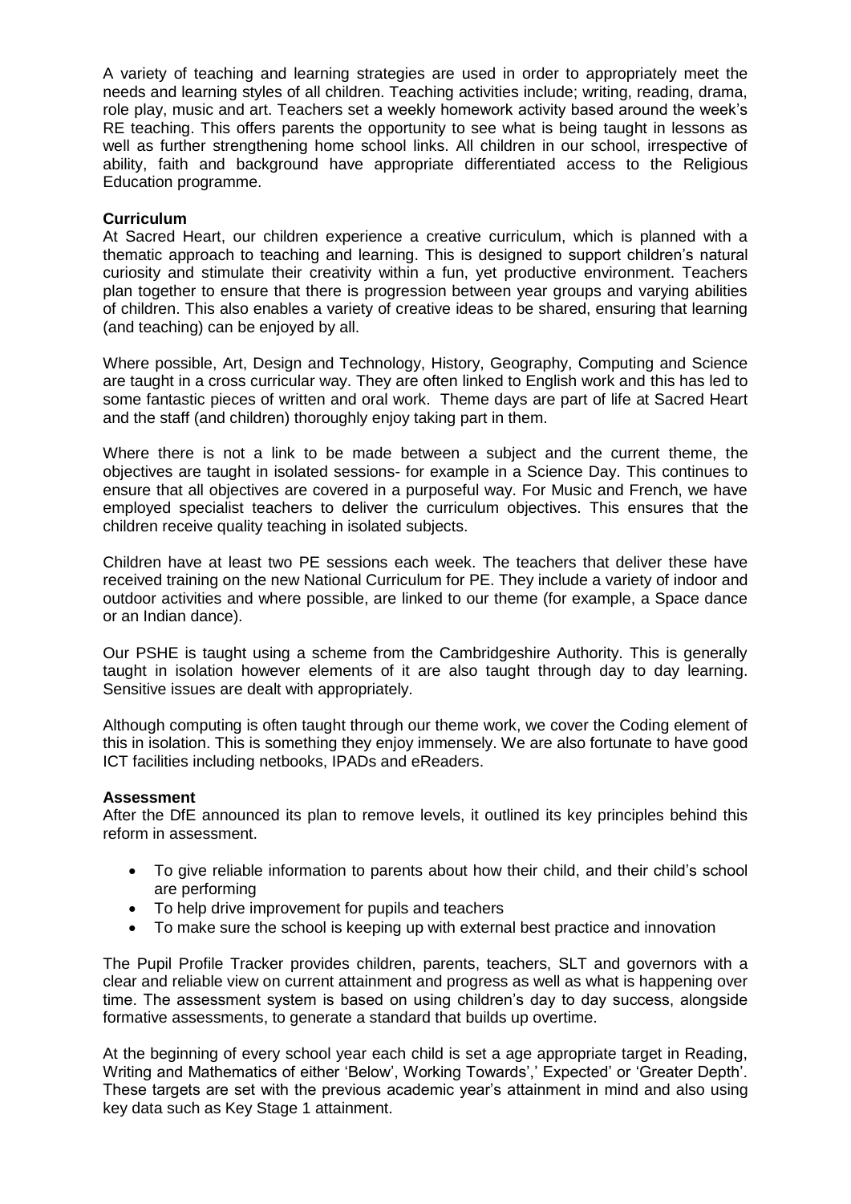A variety of teaching and learning strategies are used in order to appropriately meet the needs and learning styles of all children. Teaching activities include; writing, reading, drama, role play, music and art. Teachers set a weekly homework activity based around the week's RE teaching. This offers parents the opportunity to see what is being taught in lessons as well as further strengthening home school links. All children in our school, irrespective of ability, faith and background have appropriate differentiated access to the Religious Education programme.

**Curriculum**

At Sacred Heart, our children experience a creative curriculum, which is planned with a thematic approach to teaching and learning. This is designed to support children's natural curiosity and stimulate their creativity within a fun, yet productive environment. Teachers plan together to ensure that there is progression between year groups and varying abilities of children. This also enables a variety of creative ideas to be shared, ensuring that learning (and teaching) can be enjoyed by all.

Where possible, Art, Design and Technology, History, Geography, Computing and Science are taught in a cross curricular way. They are often linked to English work and this has led to some fantastic pieces of written and oral work. Theme days are part of life at Sacred Heart and the staff (and children) thoroughly enjoy taking part in them.

Where there is not a link to be made between a subject and the current theme, the objectives are taught in isolated sessions- for example in a Science Day. This continues to ensure that all objectives are covered in a purposeful way. For Music and French, we have employed specialist teachers to deliver the curriculum objectives. This ensures that the children receive quality teaching in isolated subjects.

Children have at least two PE sessions each week. The teachers that deliver these have received training on the new National Curriculum for PE. They include a variety of indoor and outdoor activities and where possible, are linked to our theme (for example, a Space dance or an Indian dance).

Our PSHE is taught using a scheme from the Cambridgeshire Authority. This is generally taught in isolation however elements of it are also taught through day to day learning. Sensitive issues are dealt with appropriately.

Although computing is often taught through our theme work, we cover the Coding element of this in isolation. This is something they enjoy immensely. We are also fortunate to have good ICT facilities including netbooks, IPADs and eReaders.

**Assessment**

After the DfE announced its plan to remove levels, it outlined its key principles behind this reform in assessment.

- To give reliable information to parents about how their child, and their child's school are performing
- To help drive improvement for pupils and teachers
- To make sure the school is keeping up with external best practice and innovation

The Pupil Profile Tracker provides children, parents, teachers, SLT and governors with a clear and reliable view on current attainment and progress as well as what is happening over time. The assessment system is based on using children's day to day success, alongside formative assessments, to generate a standard that builds up overtime.

At the beginning of every school year each child is set a age appropriate target in Reading, Writing and Mathematics of either 'Below', Working Towards',' Expected' or 'Greater Depth'. These targets are set with the previous academic year's attainment in mind and also using key data such as Key Stage 1 attainment.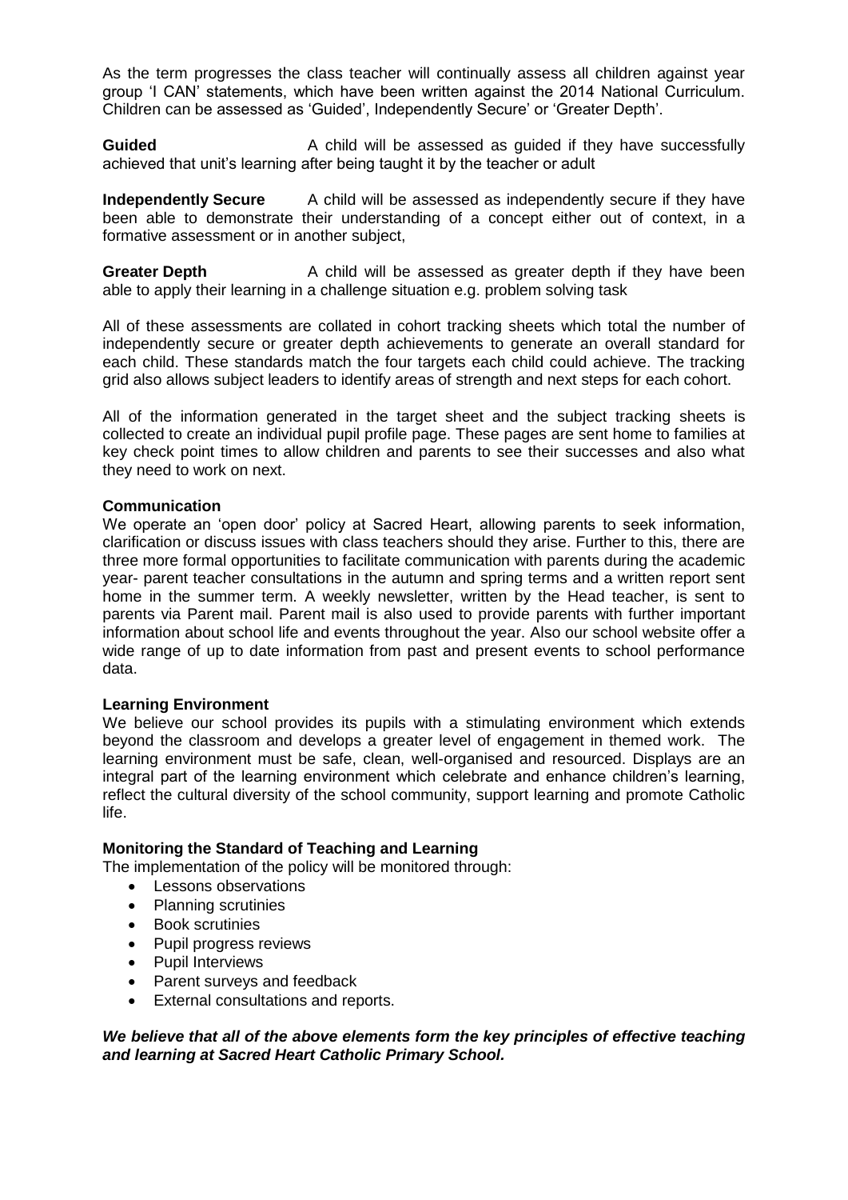As the term progresses the class teacher will continually assess all children against year group 'I CAN' statements, which have been written against the 2014 National Curriculum. Children can be assessed as 'Guided', Independently Secure' or 'Greater Depth'.

**Guided** A child will be assessed as guided if they have successfully achieved that unit's learning after being taught it by the teacher or adult

**Independently Secure** A child will be assessed as independently secure if they have been able to demonstrate their understanding of a concept either out of context, in a formative assessment or in another subject,

**Greater Depth** A child will be assessed as greater depth if they have been able to apply their learning in a challenge situation e.g. problem solving task

All of these assessments are collated in cohort tracking sheets which total the number of independently secure or greater depth achievements to generate an overall standard for each child. These standards match the four targets each child could achieve. The tracking grid also allows subject leaders to identify areas of strength and next steps for each cohort.

All of the information generated in the target sheet and the subject tracking sheets is collected to create an individual pupil profile page. These pages are sent home to families at key check point times to allow children and parents to see their successes and also what they need to work on next.

**Communication**

We operate an 'open door' policy at Sacred Heart, allowing parents to seek information, clarification or discuss issues with class teachers should they arise. Further to this, there are three more formal opportunities to facilitate communication with parents during the academic year- parent teacher consultations in the autumn and spring terms and a written report sent home in the summer term. A weekly newsletter, written by the Head teacher, is sent to parents via Parent mail. Parent mail is also used to provide parents with further important information about school life and events throughout the year. Also our school website offer a wide range of up to date information from past and present events to school performance data.

**Learning Environment**

We believe our school provides its pupils with a stimulating environment which extends beyond the classroom and develops a greater level of engagement in themed work. The learning environment must be safe, clean, well-organised and resourced. Displays are an integral part of the learning environment which celebrate and enhance children's learning, reflect the cultural diversity of the school community, support learning and promote Catholic life.

**Monitoring the Standard of Teaching and Learning**

The implementation of the policy will be monitored through:

- Lessons observations
- Planning scrutinies
- Book scrutinies
- Pupil progress reviews
- Pupil Interviews
- Parent surveys and feedback
- External consultations and reports.

***We believe that all of the above elements form the key principles of effective teaching and learning at Sacred Heart Catholic Primary School.***